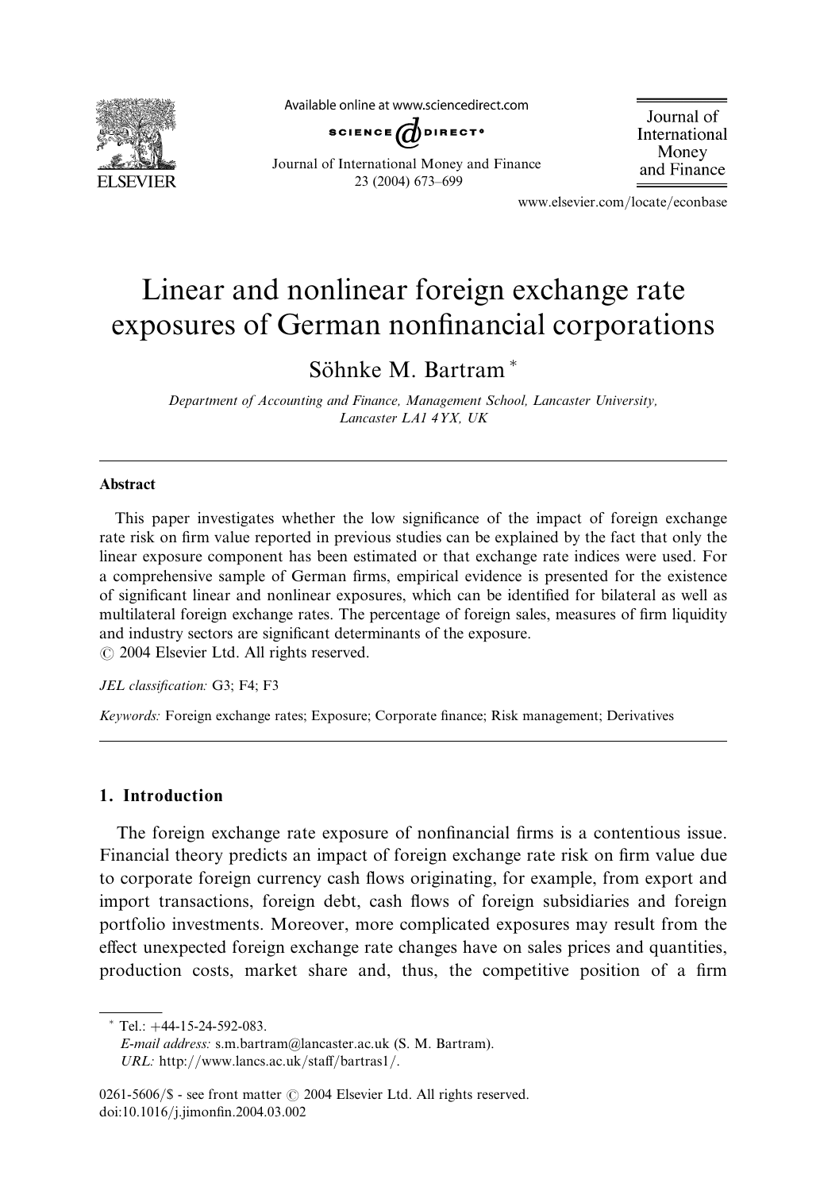# Linear and nonlinear foreign exchange rate exposures of German nonfinancial corporations

Söhnke M. Bartram *

*Department of Accounting and Finance, Management School, Lancaster University, Lancaster LA1 4YX, UK*

## Abstract

This paper investigates whether the low significance of the impact of foreign exchange rate risk on firm value reported in previous studies can be explained by the fact that only the linear exposure component has been estimated or that exchange rate indices were used. For a comprehensive sample of German firms, empirical evidence is presented for the existence of significant linear and nonlinear exposures, which can be identified for bilateral as well as multilateral foreign exchange rates. The percentage of foreign sales, measures of firm liquidity and industry sectors are significant determinants of the exposure.

© 2004 Elsevier Ltd. All rights reserved.

*JEL classification:* G3; F4; F3

*Keywords:* Foreign exchange rates; Exposure; Corporate finance; Risk management; Derivatives

## 1. Introduction

The foreign exchange rate exposure of nonfinancial firms is a contentious issue. Financial theory predicts an impact of foreign exchange rate risk on firm value due to corporate foreign currency cash flows originating, for example, from export and import transactions, foreign debt, cash flows of foreign subsidiaries and foreign portfolio investments. Moreover, more complicated exposures may result from the effect unexpected foreign exchange rate changes have on sales prices and quantities, production costs, market share and, thus, the competitive position of a firm

---

* Tel.: +44-15-24-592-083.
*E-mail address:* s.m.bartram@lancaster.ac.uk (S. M. Bartram).
*URL:* http://www.lancs.ac.uk/staff/bartras1/.

0261-5606/$ - see front matter © 2004 Elsevier Ltd. All rights reserved.
doi:10.1016/j.jimonfin.2004.03.002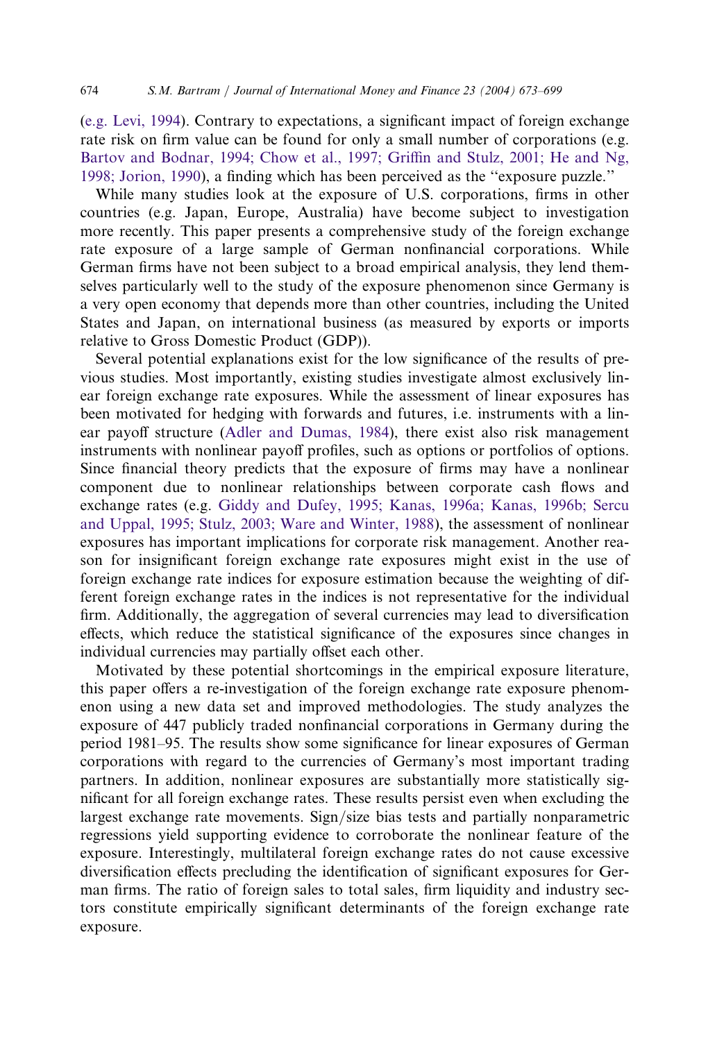(e.g. Levi, 1994). Contrary to expectations, a significant impact of foreign exchange rate risk on firm value can be found for only a small number of corporations (e.g. Bartov and Bodnar, 1994; Chow et al., 1997; Griffin and Stulz, 2001; He and Ng, 1998; Jorion, 1990), a finding which has been perceived as the ''exposure puzzle.''

While many studies look at the exposure of U.S. corporations, firms in other countries (e.g. Japan, Europe, Australia) have become subject to investigation more recently. This paper presents a comprehensive study of the foreign exchange rate exposure of a large sample of German nonfinancial corporations. While German firms have not been subject to a broad empirical analysis, they lend themselves particularly well to the study of the exposure phenomenon since Germany is a very open economy that depends more than other countries, including the United States and Japan, on international business (as measured by exports or imports relative to Gross Domestic Product (GDP)).

Several potential explanations exist for the low significance of the results of previous studies. Most importantly, existing studies investigate almost exclusively linear foreign exchange rate exposures. While the assessment of linear exposures has been motivated for hedging with forwards and futures, i.e. instruments with a linear payoff structure (Adler and Dumas, 1984), there exist also risk management instruments with nonlinear payoff profiles, such as options or portfolios of options. Since financial theory predicts that the exposure of firms may have a nonlinear component due to nonlinear relationships between corporate cash flows and exchange rates (e.g. Giddy and Dufey, 1995; Kanas, 1996a; Kanas, 1996b; Sercu and Uppal, 1995; Stulz, 2003; Ware and Winter, 1988), the assessment of nonlinear exposures has important implications for corporate risk management. Another reason for insignificant foreign exchange rate exposures might exist in the use of foreign exchange rate indices for exposure estimation because the weighting of different foreign exchange rates in the indices is not representative for the individual firm. Additionally, the aggregation of several currencies may lead to diversification effects, which reduce the statistical significance of the exposures since changes in individual currencies may partially offset each other.

Motivated by these potential shortcomings in the empirical exposure literature, this paper offers a re-investigation of the foreign exchange rate exposure phenomenon using a new data set and improved methodologies. The study analyzes the exposure of 447 publicly traded nonfinancial corporations in Germany during the period 1981–95. The results show some significance for linear exposures of German corporations with regard to the currencies of Germany's most important trading partners. In addition, nonlinear exposures are substantially more statistically significant for all foreign exchange rates. These results persist even when excluding the largest exchange rate movements. Sign/size bias tests and partially nonparametric regressions yield supporting evidence to corroborate the nonlinear feature of the exposure. Interestingly, multilateral foreign exchange rates do not cause excessive diversification effects precluding the identification of significant exposures for German firms. The ratio of foreign sales to total sales, firm liquidity and industry sectors constitute empirically significant determinants of the foreign exchange rate exposure.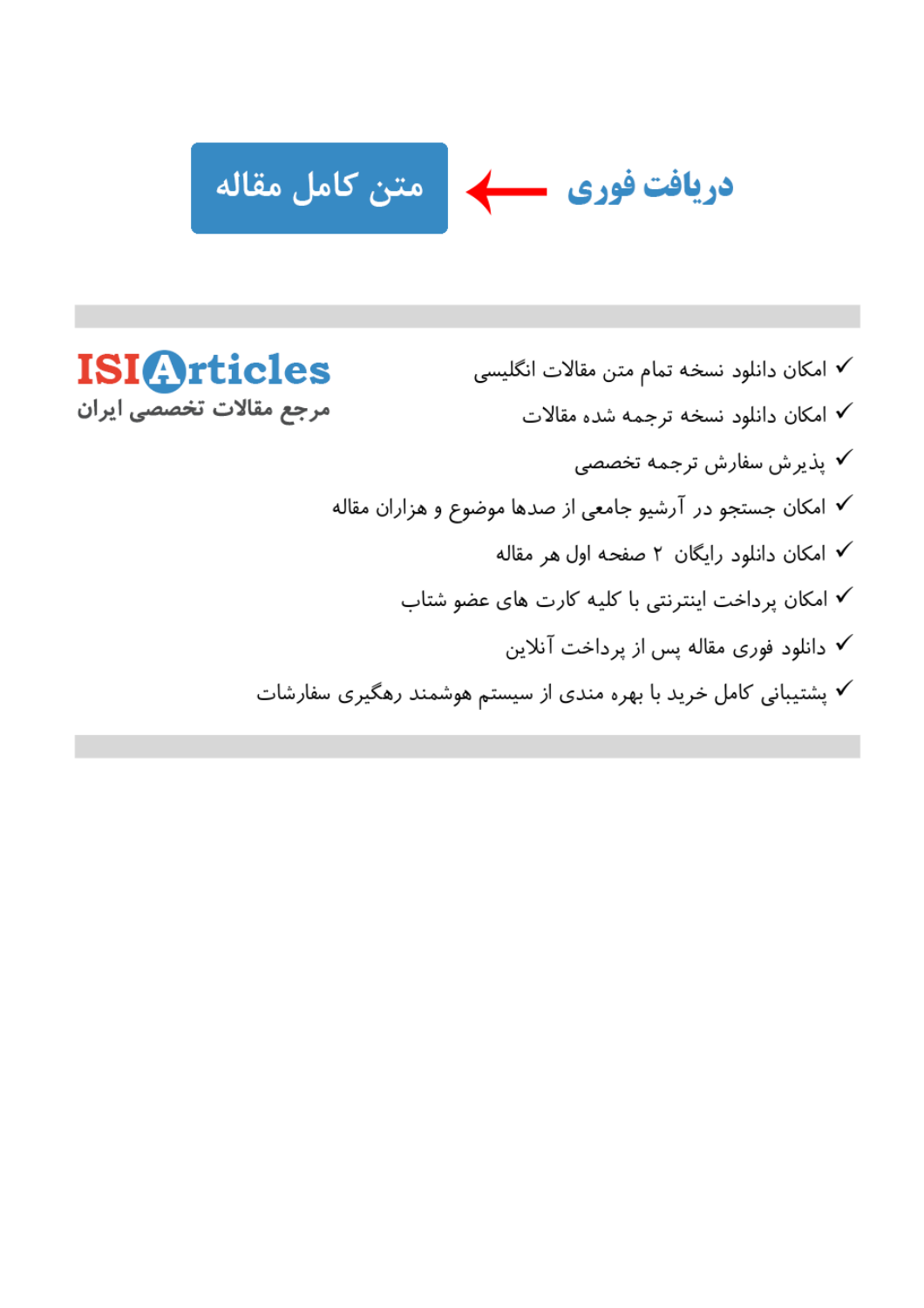دریافت فوری ← متن کامل مقاله

**ISIArticles**
مرجع مقالات تخصصی ایران

- ✓ امکان دانلود نسخه تمام متن مقالات انگلیسی
- ✓ امکان دانلود نسخه ترجمه شده مقالات
- ✓ پذیرش سفارش ترجمه تخصصی
- ✓ امکان جستجو در آرشیو جامعی از صدها موضوع و هزاران مقاله
- ✓ امکان دانلود رایگان ۲ صفحه اول هر مقاله
- ✓ امکان پرداخت اینترنتی با کلیه کارت های عضو شتاب
- ✓ دانلود فوری مقاله پس از پرداخت آنلاین
- ✓ پشتیبانی کامل خرید با بهره مندی از سیستم هوشمند رهگیری سفارشات